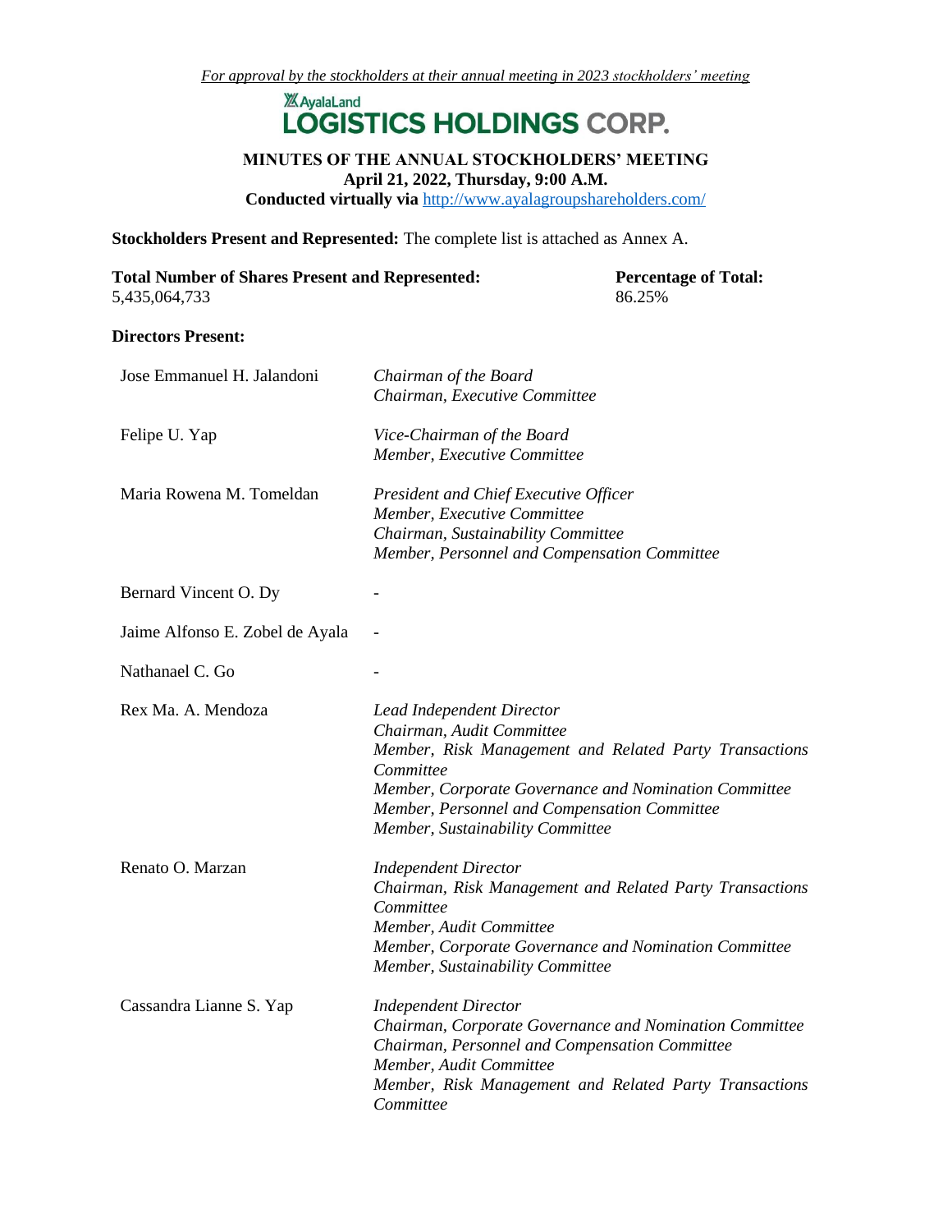*For approval by the stockholders at their annual meeting in 2023 stockholders' meeting*

AyalaLand
# LOGISTICS HOLDINGS CORP.

**MINUTES OF THE ANNUAL STOCKHOLDERS' MEETING**
**April 21, 2022, Thursday, 9:00 A.M.**
**Conducted virtually via** http://www.ayalagroupshareholders.com/

**Stockholders Present and Represented:** The complete list is attached as Annex A.

| **Total Number of Shares Present and Represented:** | **Percentage of Total:** |
|---|---|
| 5,435,064,733 | 86.25% |

**Directors Present:**

| | |
|---|---|
| Jose Emmanuel H. Jalandoni | *Chairman of the Board*<br>*Chairman, Executive Committee* |
| Felipe U. Yap | *Vice-Chairman of the Board*<br>*Member, Executive Committee* |
| Maria Rowena M. Tomeldan | *President and Chief Executive Officer*<br>*Member, Executive Committee*<br>*Chairman, Sustainability Committee*<br>*Member, Personnel and Compensation Committee* |
| Bernard Vincent O. Dy | - |
| Jaime Alfonso E. Zobel de Ayala | - |
| Nathanael C. Go | - |
| Rex Ma. A. Mendoza | *Lead Independent Director*<br>*Chairman, Audit Committee*<br>*Member, Risk Management and Related Party Transactions Committee*<br>*Member, Corporate Governance and Nomination Committee*<br>*Member, Personnel and Compensation Committee*<br>*Member, Sustainability Committee* |
| Renato O. Marzan | *Independent Director*<br>*Chairman, Risk Management and Related Party Transactions Committee*<br>*Member, Audit Committee*<br>*Member, Corporate Governance and Nomination Committee*<br>*Member, Sustainability Committee* |
| Cassandra Lianne S. Yap | *Independent Director*<br>*Chairman, Corporate Governance and Nomination Committee*<br>*Chairman, Personnel and Compensation Committee*<br>*Member, Audit Committee*<br>*Member, Risk Management and Related Party Transactions Committee* |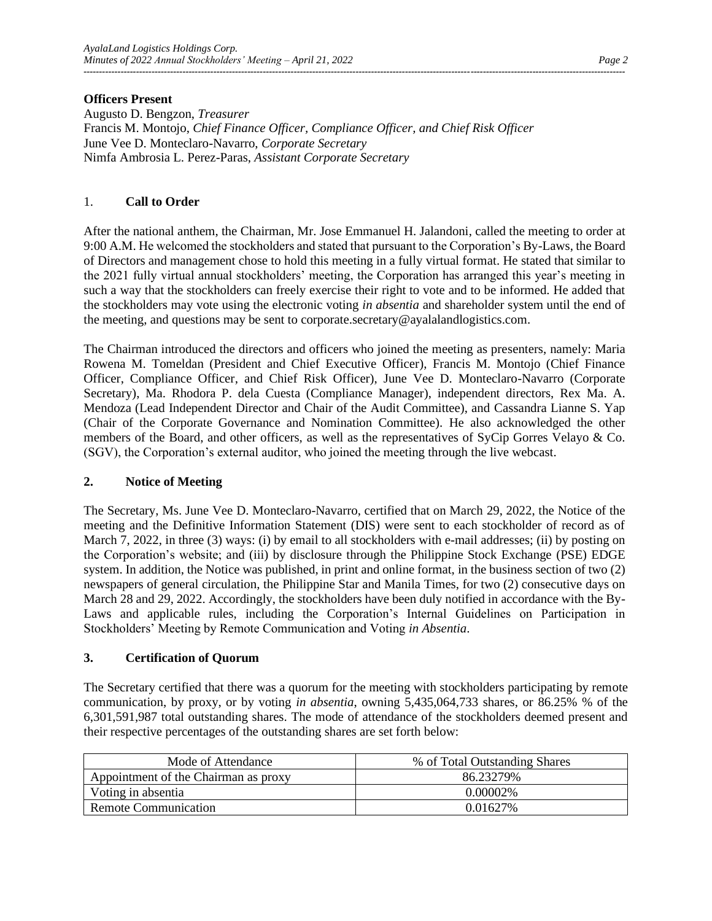**Officers Present**

Augusto D. Bengzon, *Treasurer*
Francis M. Montojo, *Chief Finance Officer, Compliance Officer, and Chief Risk Officer*
June Vee D. Monteclaro-Navarro, *Corporate Secretary*
Nimfa Ambrosia L. Perez-Paras, *Assistant Corporate Secretary*

## 1. Call to Order

After the national anthem, the Chairman, Mr. Jose Emmanuel H. Jalandoni, called the meeting to order at 9:00 A.M. He welcomed the stockholders and stated that pursuant to the Corporation's By-Laws, the Board of Directors and management chose to hold this meeting in a fully virtual format. He stated that similar to the 2021 fully virtual annual stockholders' meeting, the Corporation has arranged this year's meeting in such a way that the stockholders can freely exercise their right to vote and to be informed. He added that the stockholders may vote using the electronic voting *in absentia* and shareholder system until the end of the meeting, and questions may be sent to corporate.secretary@ayalalandlogistics.com.

The Chairman introduced the directors and officers who joined the meeting as presenters, namely: Maria Rowena M. Tomeldan (President and Chief Executive Officer), Francis M. Montojo (Chief Finance Officer, Compliance Officer, and Chief Risk Officer), June Vee D. Monteclaro-Navarro (Corporate Secretary), Ma. Rhodora P. dela Cuesta (Compliance Manager), independent directors, Rex Ma. A. Mendoza (Lead Independent Director and Chair of the Audit Committee), and Cassandra Lianne S. Yap (Chair of the Corporate Governance and Nomination Committee). He also acknowledged the other members of the Board, and other officers, as well as the representatives of SyCip Gorres Velayo & Co. (SGV), the Corporation's external auditor, who joined the meeting through the live webcast.

## 2. Notice of Meeting

The Secretary, Ms. June Vee D. Monteclaro-Navarro, certified that on March 29, 2022, the Notice of the meeting and the Definitive Information Statement (DIS) were sent to each stockholder of record as of March 7, 2022, in three (3) ways: (i) by email to all stockholders with e-mail addresses; (ii) by posting on the Corporation's website; and (iii) by disclosure through the Philippine Stock Exchange (PSE) EDGE system. In addition, the Notice was published, in print and online format, in the business section of two (2) newspapers of general circulation, the Philippine Star and Manila Times, for two (2) consecutive days on March 28 and 29, 2022. Accordingly, the stockholders have been duly notified in accordance with the By-Laws and applicable rules, including the Corporation's Internal Guidelines on Participation in Stockholders' Meeting by Remote Communication and Voting *in Absentia*.

## 3. Certification of Quorum

The Secretary certified that there was a quorum for the meeting with stockholders participating by remote communication, by proxy, or by voting *in absentia*, owning 5,435,064,733 shares, or 86.25% % of the 6,301,591,987 total outstanding shares. The mode of attendance of the stockholders deemed present and their respective percentages of the outstanding shares are set forth below:

| Mode of Attendance | % of Total Outstanding Shares |
|---|---|
| Appointment of the Chairman as proxy | 86.23279% |
| Voting in absentia | 0.00002% |
| Remote Communication | 0.01627% |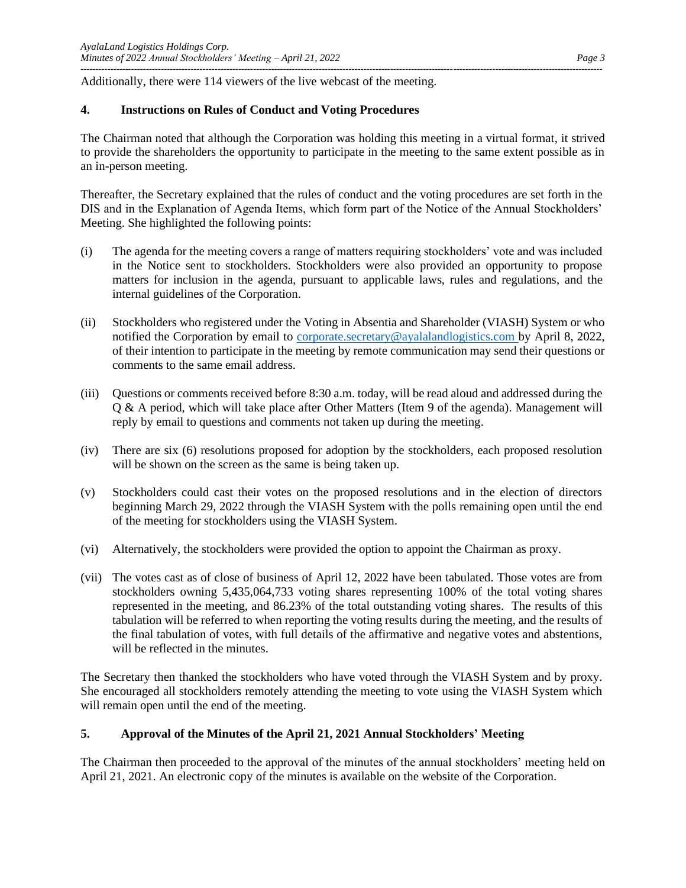Additionally, there were 114 viewers of the live webcast of the meeting.

## 4. Instructions on Rules of Conduct and Voting Procedures

The Chairman noted that although the Corporation was holding this meeting in a virtual format, it strived to provide the shareholders the opportunity to participate in the meeting to the same extent possible as in an in-person meeting.

Thereafter, the Secretary explained that the rules of conduct and the voting procedures are set forth in the DIS and in the Explanation of Agenda Items, which form part of the Notice of the Annual Stockholders' Meeting. She highlighted the following points:

(i) The agenda for the meeting covers a range of matters requiring stockholders' vote and was included in the Notice sent to stockholders. Stockholders were also provided an opportunity to propose matters for inclusion in the agenda, pursuant to applicable laws, rules and regulations, and the internal guidelines of the Corporation.

(ii) Stockholders who registered under the Voting in Absentia and Shareholder (VIASH) System or who notified the Corporation by email to corporate.secretary@ayalalandlogistics.com by April 8, 2022, of their intention to participate in the meeting by remote communication may send their questions or comments to the same email address.

(iii) Questions or comments received before 8:30 a.m. today, will be read aloud and addressed during the Q & A period, which will take place after Other Matters (Item 9 of the agenda). Management will reply by email to questions and comments not taken up during the meeting.

(iv) There are six (6) resolutions proposed for adoption by the stockholders, each proposed resolution will be shown on the screen as the same is being taken up.

(v) Stockholders could cast their votes on the proposed resolutions and in the election of directors beginning March 29, 2022 through the VIASH System with the polls remaining open until the end of the meeting for stockholders using the VIASH System.

(vi) Alternatively, the stockholders were provided the option to appoint the Chairman as proxy.

(vii) The votes cast as of close of business of April 12, 2022 have been tabulated. Those votes are from stockholders owning 5,435,064,733 voting shares representing 100% of the total voting shares represented in the meeting, and 86.23% of the total outstanding voting shares. The results of this tabulation will be referred to when reporting the voting results during the meeting, and the results of the final tabulation of votes, with full details of the affirmative and negative votes and abstentions, will be reflected in the minutes.

The Secretary then thanked the stockholders who have voted through the VIASH System and by proxy. She encouraged all stockholders remotely attending the meeting to vote using the VIASH System which will remain open until the end of the meeting.

## 5. Approval of the Minutes of the April 21, 2021 Annual Stockholders' Meeting

The Chairman then proceeded to the approval of the minutes of the annual stockholders' meeting held on April 21, 2021. An electronic copy of the minutes is available on the website of the Corporation.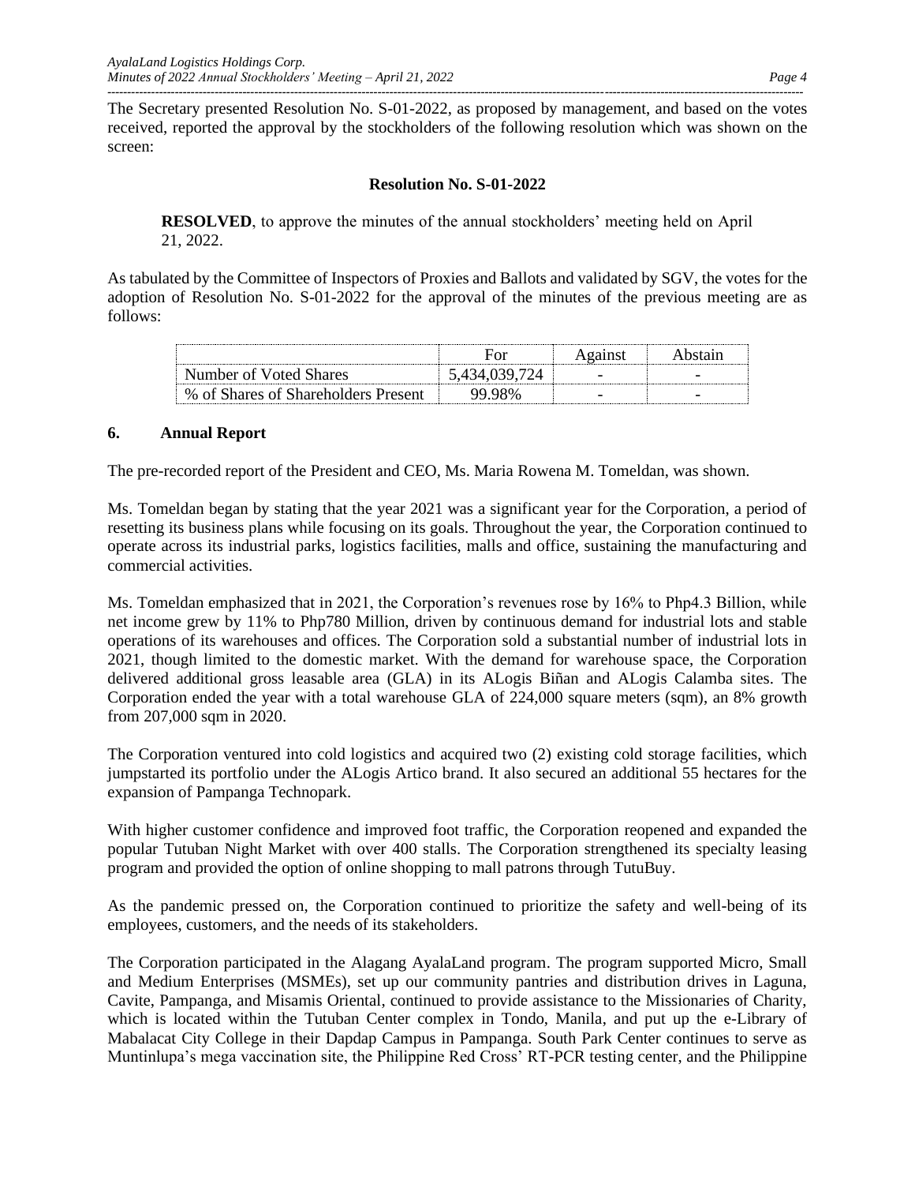The Secretary presented Resolution No. S-01-2022, as proposed by management, and based on the votes received, reported the approval by the stockholders of the following resolution which was shown on the screen:

**Resolution No. S-01-2022**

> **RESOLVED**, to approve the minutes of the annual stockholders' meeting held on April 21, 2022.

As tabulated by the Committee of Inspectors of Proxies and Ballots and validated by SGV, the votes for the adoption of Resolution No. S-01-2022 for the approval of the minutes of the previous meeting are as follows:

| | For | Against | Abstain |
|---|---|---|---|
| Number of Voted Shares | 5,434,039,724 | - | - |
| % of Shares of Shareholders Present | 99.98% | - | - |

## 6. Annual Report

The pre-recorded report of the President and CEO, Ms. Maria Rowena M. Tomeldan, was shown.

Ms. Tomeldan began by stating that the year 2021 was a significant year for the Corporation, a period of resetting its business plans while focusing on its goals. Throughout the year, the Corporation continued to operate across its industrial parks, logistics facilities, malls and office, sustaining the manufacturing and commercial activities.

Ms. Tomeldan emphasized that in 2021, the Corporation's revenues rose by 16% to Php4.3 Billion, while net income grew by 11% to Php780 Million, driven by continuous demand for industrial lots and stable operations of its warehouses and offices. The Corporation sold a substantial number of industrial lots in 2021, though limited to the domestic market. With the demand for warehouse space, the Corporation delivered additional gross leasable area (GLA) in its ALogis Biñan and ALogis Calamba sites. The Corporation ended the year with a total warehouse GLA of 224,000 square meters (sqm), an 8% growth from 207,000 sqm in 2020.

The Corporation ventured into cold logistics and acquired two (2) existing cold storage facilities, which jumpstarted its portfolio under the ALogis Artico brand. It also secured an additional 55 hectares for the expansion of Pampanga Technopark.

With higher customer confidence and improved foot traffic, the Corporation reopened and expanded the popular Tutuban Night Market with over 400 stalls. The Corporation strengthened its specialty leasing program and provided the option of online shopping to mall patrons through TutuBuy.

As the pandemic pressed on, the Corporation continued to prioritize the safety and well-being of its employees, customers, and the needs of its stakeholders.

The Corporation participated in the Alagang AyalaLand program. The program supported Micro, Small and Medium Enterprises (MSMEs), set up our community pantries and distribution drives in Laguna, Cavite, Pampanga, and Misamis Oriental, continued to provide assistance to the Missionaries of Charity, which is located within the Tutuban Center complex in Tondo, Manila, and put up the e-Library of Mabalacat City College in their Dapdap Campus in Pampanga. South Park Center continues to serve as Muntinlupa's mega vaccination site, the Philippine Red Cross' RT-PCR testing center, and the Philippine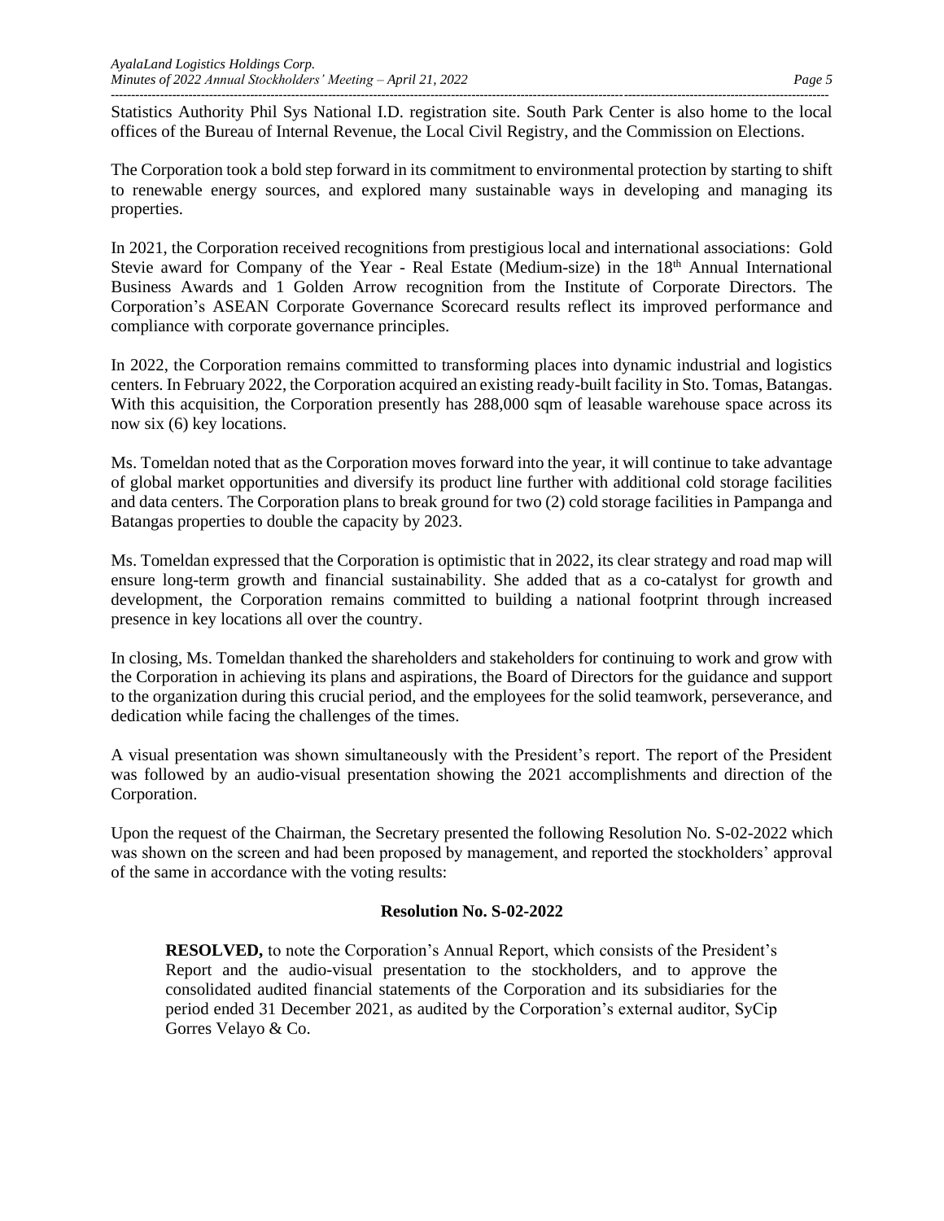Statistics Authority Phil Sys National I.D. registration site. South Park Center is also home to the local offices of the Bureau of Internal Revenue, the Local Civil Registry, and the Commission on Elections.

The Corporation took a bold step forward in its commitment to environmental protection by starting to shift to renewable energy sources, and explored many sustainable ways in developing and managing its properties.

In 2021, the Corporation received recognitions from prestigious local and international associations: Gold Stevie award for Company of the Year - Real Estate (Medium-size) in the 18th Annual International Business Awards and 1 Golden Arrow recognition from the Institute of Corporate Directors. The Corporation's ASEAN Corporate Governance Scorecard results reflect its improved performance and compliance with corporate governance principles.

In 2022, the Corporation remains committed to transforming places into dynamic industrial and logistics centers. In February 2022, the Corporation acquired an existing ready-built facility in Sto. Tomas, Batangas. With this acquisition, the Corporation presently has 288,000 sqm of leasable warehouse space across its now six (6) key locations.

Ms. Tomeldan noted that as the Corporation moves forward into the year, it will continue to take advantage of global market opportunities and diversify its product line further with additional cold storage facilities and data centers. The Corporation plans to break ground for two (2) cold storage facilities in Pampanga and Batangas properties to double the capacity by 2023.

Ms. Tomeldan expressed that the Corporation is optimistic that in 2022, its clear strategy and road map will ensure long-term growth and financial sustainability. She added that as a co-catalyst for growth and development, the Corporation remains committed to building a national footprint through increased presence in key locations all over the country.

In closing, Ms. Tomeldan thanked the shareholders and stakeholders for continuing to work and grow with the Corporation in achieving its plans and aspirations, the Board of Directors for the guidance and support to the organization during this crucial period, and the employees for the solid teamwork, perseverance, and dedication while facing the challenges of the times.

A visual presentation was shown simultaneously with the President's report. The report of the President was followed by an audio-visual presentation showing the 2021 accomplishments and direction of the Corporation.

Upon the request of the Chairman, the Secretary presented the following Resolution No. S-02-2022 which was shown on the screen and had been proposed by management, and reported the stockholders' approval of the same in accordance with the voting results:

**Resolution No. S-02-2022**

> **RESOLVED,** to note the Corporation's Annual Report, which consists of the President's Report and the audio-visual presentation to the stockholders, and to approve the consolidated audited financial statements of the Corporation and its subsidiaries for the period ended 31 December 2021, as audited by the Corporation's external auditor, SyCip Gorres Velayo & Co.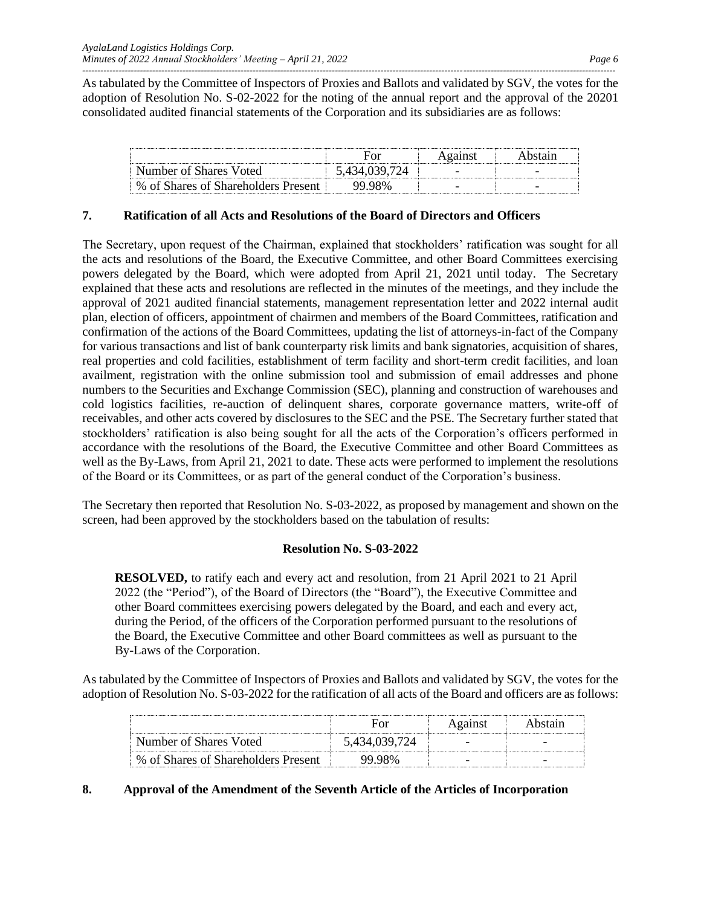As tabulated by the Committee of Inspectors of Proxies and Ballots and validated by SGV, the votes for the adoption of Resolution No. S-02-2022 for the noting of the annual report and the approval of the 20201 consolidated audited financial statements of the Corporation and its subsidiaries are as follows:

| | For | Against | Abstain |
|---|---|---|---|
| Number of Shares Voted | 5,434,039,724 | - | - |
| % of Shares of Shareholders Present | 99.98% | - | - |

## 7. Ratification of all Acts and Resolutions of the Board of Directors and Officers

The Secretary, upon request of the Chairman, explained that stockholders' ratification was sought for all the acts and resolutions of the Board, the Executive Committee, and other Board Committees exercising powers delegated by the Board, which were adopted from April 21, 2021 until today. The Secretary explained that these acts and resolutions are reflected in the minutes of the meetings, and they include the approval of 2021 audited financial statements, management representation letter and 2022 internal audit plan, election of officers, appointment of chairmen and members of the Board Committees, ratification and confirmation of the actions of the Board Committees, updating the list of attorneys-in-fact of the Company for various transactions and list of bank counterparty risk limits and bank signatories, acquisition of shares, real properties and cold facilities, establishment of term facility and short-term credit facilities, and loan availment, registration with the online submission tool and submission of email addresses and phone numbers to the Securities and Exchange Commission (SEC), planning and construction of warehouses and cold logistics facilities, re-auction of delinquent shares, corporate governance matters, write-off of receivables, and other acts covered by disclosures to the SEC and the PSE. The Secretary further stated that stockholders' ratification is also being sought for all the acts of the Corporation's officers performed in accordance with the resolutions of the Board, the Executive Committee and other Board Committees as well as the By-Laws, from April 21, 2021 to date. These acts were performed to implement the resolutions of the Board or its Committees, or as part of the general conduct of the Corporation's business.

The Secretary then reported that Resolution No. S-03-2022, as proposed by management and shown on the screen, had been approved by the stockholders based on the tabulation of results:

**Resolution No. S-03-2022**

> **RESOLVED,** to ratify each and every act and resolution, from 21 April 2021 to 21 April 2022 (the "Period"), of the Board of Directors (the "Board"), the Executive Committee and other Board committees exercising powers delegated by the Board, and each and every act, during the Period, of the officers of the Corporation performed pursuant to the resolutions of the Board, the Executive Committee and other Board committees as well as pursuant to the By-Laws of the Corporation.

As tabulated by the Committee of Inspectors of Proxies and Ballots and validated by SGV, the votes for the adoption of Resolution No. S-03-2022 for the ratification of all acts of the Board and officers are as follows:

| | For | Against | Abstain |
|---|---|---|---|
| Number of Shares Voted | 5,434,039,724 | - | - |
| % of Shares of Shareholders Present | 99.98% | - | - |

## 8. Approval of the Amendment of the Seventh Article of the Articles of Incorporation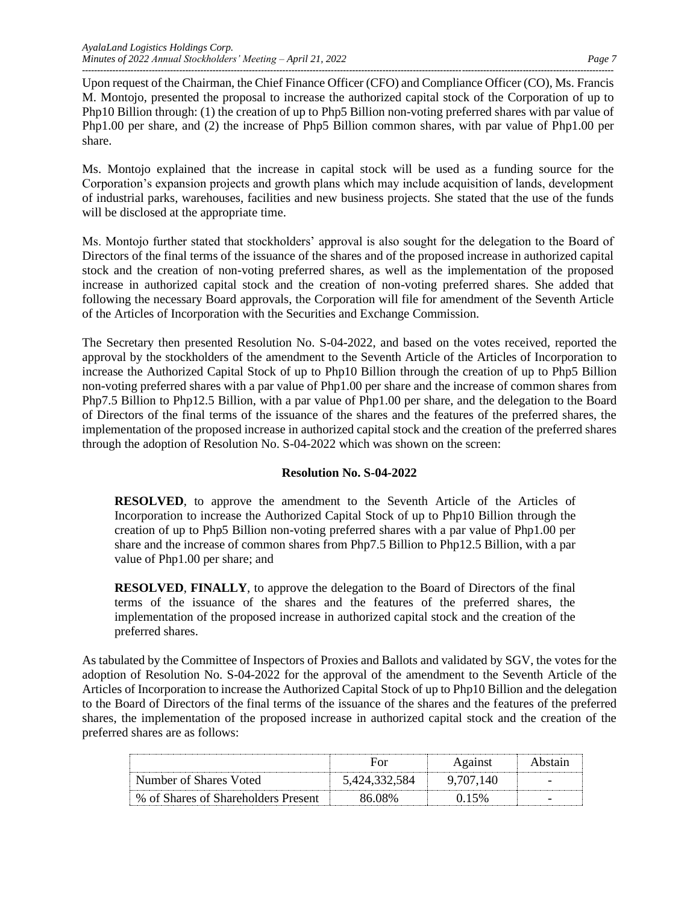Upon request of the Chairman, the Chief Finance Officer (CFO) and Compliance Officer (CO), Ms. Francis M. Montojo, presented the proposal to increase the authorized capital stock of the Corporation of up to Php10 Billion through: (1) the creation of up to Php5 Billion non-voting preferred shares with par value of Php1.00 per share, and (2) the increase of Php5 Billion common shares, with par value of Php1.00 per share.

Ms. Montojo explained that the increase in capital stock will be used as a funding source for the Corporation's expansion projects and growth plans which may include acquisition of lands, development of industrial parks, warehouses, facilities and new business projects. She stated that the use of the funds will be disclosed at the appropriate time.

Ms. Montojo further stated that stockholders' approval is also sought for the delegation to the Board of Directors of the final terms of the issuance of the shares and of the proposed increase in authorized capital stock and the creation of non-voting preferred shares, as well as the implementation of the proposed increase in authorized capital stock and the creation of non-voting preferred shares. She added that following the necessary Board approvals, the Corporation will file for amendment of the Seventh Article of the Articles of Incorporation with the Securities and Exchange Commission.

The Secretary then presented Resolution No. S-04-2022, and based on the votes received, reported the approval by the stockholders of the amendment to the Seventh Article of the Articles of Incorporation to increase the Authorized Capital Stock of up to Php10 Billion through the creation of up to Php5 Billion non-voting preferred shares with a par value of Php1.00 per share and the increase of common shares from Php7.5 Billion to Php12.5 Billion, with a par value of Php1.00 per share, and the delegation to the Board of Directors of the final terms of the issuance of the shares and the features of the preferred shares, the implementation of the proposed increase in authorized capital stock and the creation of the preferred shares through the adoption of Resolution No. S-04-2022 which was shown on the screen:

**Resolution No. S-04-2022**

> **RESOLVED**, to approve the amendment to the Seventh Article of the Articles of Incorporation to increase the Authorized Capital Stock of up to Php10 Billion through the creation of up to Php5 Billion non-voting preferred shares with a par value of Php1.00 per share and the increase of common shares from Php7.5 Billion to Php12.5 Billion, with a par value of Php1.00 per share; and
>
> **RESOLVED**, **FINALLY**, to approve the delegation to the Board of Directors of the final terms of the issuance of the shares and the features of the preferred shares, the implementation of the proposed increase in authorized capital stock and the creation of the preferred shares.

As tabulated by the Committee of Inspectors of Proxies and Ballots and validated by SGV, the votes for the adoption of Resolution No. S-04-2022 for the approval of the amendment to the Seventh Article of the Articles of Incorporation to increase the Authorized Capital Stock of up to Php10 Billion and the delegation to the Board of Directors of the final terms of the issuance of the shares and the features of the preferred shares, the implementation of the proposed increase in authorized capital stock and the creation of the preferred shares are as follows:

| | For | Against | Abstain |
|---|---|---|---|
| Number of Shares Voted | 5,424,332,584 | 9,707,140 | - |
| % of Shares of Shareholders Present | 86.08% | 0.15% | - |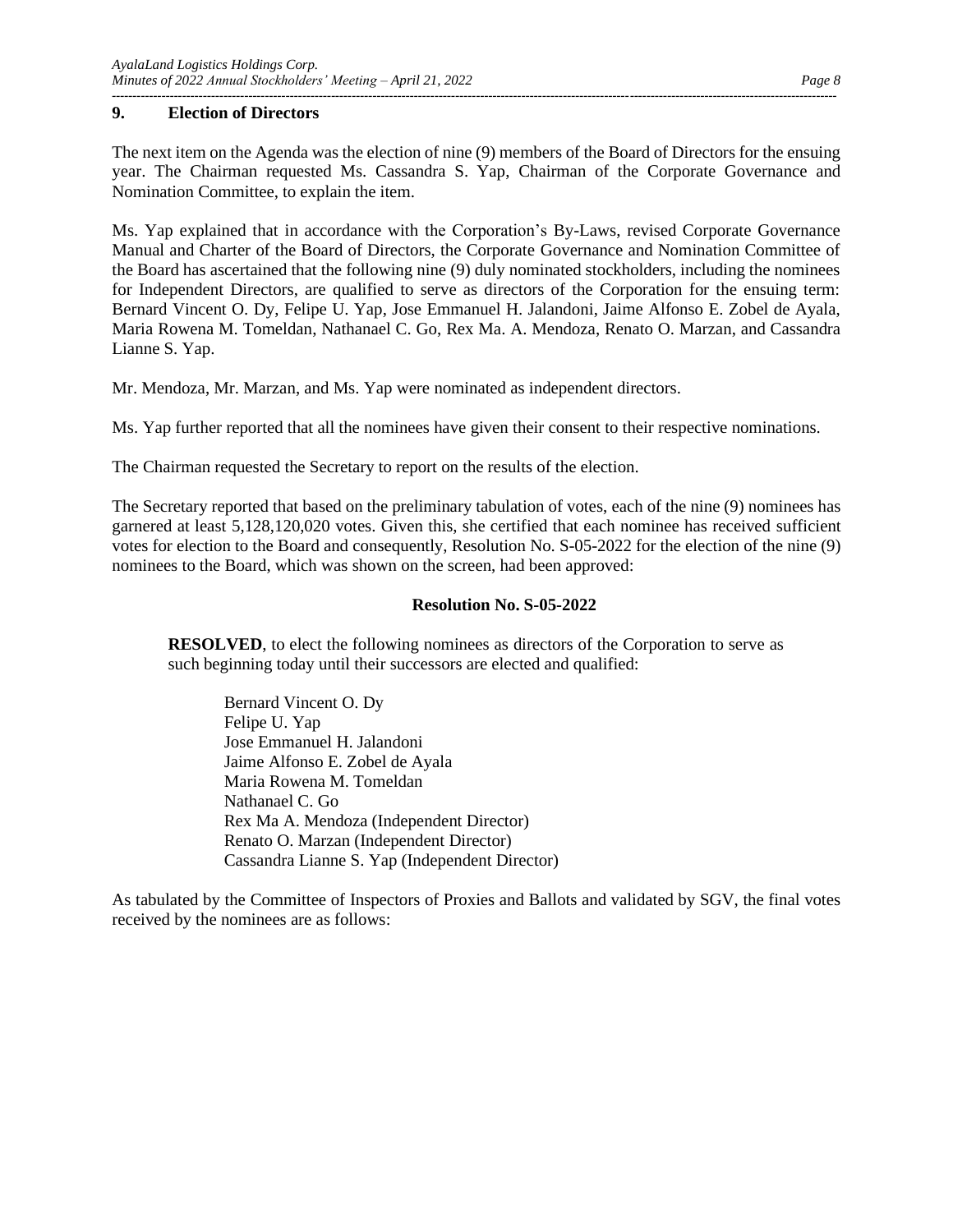## 9. Election of Directors

The next item on the Agenda was the election of nine (9) members of the Board of Directors for the ensuing year. The Chairman requested Ms. Cassandra S. Yap, Chairman of the Corporate Governance and Nomination Committee, to explain the item.

Ms. Yap explained that in accordance with the Corporation's By-Laws, revised Corporate Governance Manual and Charter of the Board of Directors, the Corporate Governance and Nomination Committee of the Board has ascertained that the following nine (9) duly nominated stockholders, including the nominees for Independent Directors, are qualified to serve as directors of the Corporation for the ensuing term: Bernard Vincent O. Dy, Felipe U. Yap, Jose Emmanuel H. Jalandoni, Jaime Alfonso E. Zobel de Ayala, Maria Rowena M. Tomeldan, Nathanael C. Go, Rex Ma. A. Mendoza, Renato O. Marzan, and Cassandra Lianne S. Yap.

Mr. Mendoza, Mr. Marzan, and Ms. Yap were nominated as independent directors.

Ms. Yap further reported that all the nominees have given their consent to their respective nominations.

The Chairman requested the Secretary to report on the results of the election.

The Secretary reported that based on the preliminary tabulation of votes, each of the nine (9) nominees has garnered at least 5,128,120,020 votes. Given this, she certified that each nominee has received sufficient votes for election to the Board and consequently, Resolution No. S-05-2022 for the election of the nine (9) nominees to the Board, which was shown on the screen, had been approved:

**Resolution No. S-05-2022**

**RESOLVED**, to elect the following nominees as directors of the Corporation to serve as such beginning today until their successors are elected and qualified:

Bernard Vincent O. Dy
Felipe U. Yap
Jose Emmanuel H. Jalandoni
Jaime Alfonso E. Zobel de Ayala
Maria Rowena M. Tomeldan
Nathanael C. Go
Rex Ma A. Mendoza (Independent Director)
Renato O. Marzan (Independent Director)
Cassandra Lianne S. Yap (Independent Director)

As tabulated by the Committee of Inspectors of Proxies and Ballots and validated by SGV, the final votes received by the nominees are as follows: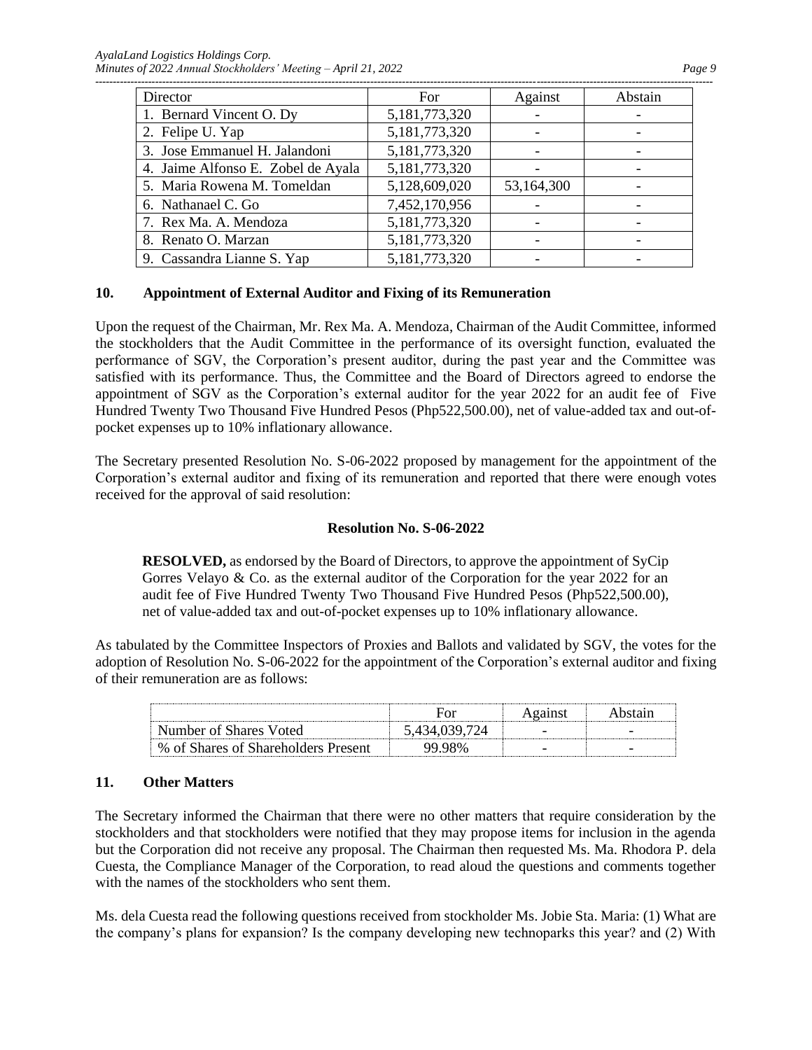| Director | For | Against | Abstain |
|---|---|---|---|
| 1. Bernard Vincent O. Dy | 5,181,773,320 | - | - |
| 2. Felipe U. Yap | 5,181,773,320 | - | - |
| 3. Jose Emmanuel H. Jalandoni | 5,181,773,320 | - | - |
| 4. Jaime Alfonso E. Zobel de Ayala | 5,181,773,320 | - | - |
| 5. Maria Rowena M. Tomeldan | 5,128,609,020 | 53,164,300 | - |
| 6. Nathanael C. Go | 7,452,170,956 | - | - |
| 7. Rex Ma. A. Mendoza | 5,181,773,320 | - | - |
| 8. Renato O. Marzan | 5,181,773,320 | - | - |
| 9. Cassandra Lianne S. Yap | 5,181,773,320 | - | - |

**10. Appointment of External Auditor and Fixing of its Remuneration**

Upon the request of the Chairman, Mr. Rex Ma. A. Mendoza, Chairman of the Audit Committee, informed the stockholders that the Audit Committee in the performance of its oversight function, evaluated the performance of SGV, the Corporation's present auditor, during the past year and the Committee was satisfied with its performance. Thus, the Committee and the Board of Directors agreed to endorse the appointment of SGV as the Corporation's external auditor for the year 2022 for an audit fee of Five Hundred Twenty Two Thousand Five Hundred Pesos (Php522,500.00), net of value-added tax and out-of-pocket expenses up to 10% inflationary allowance.

The Secretary presented Resolution No. S-06-2022 proposed by management for the appointment of the Corporation's external auditor and fixing of its remuneration and reported that there were enough votes received for the approval of said resolution:

**Resolution No. S-06-2022**

> **RESOLVED,** as endorsed by the Board of Directors, to approve the appointment of SyCip Gorres Velayo & Co. as the external auditor of the Corporation for the year 2022 for an audit fee of Five Hundred Twenty Two Thousand Five Hundred Pesos (Php522,500.00), net of value-added tax and out-of-pocket expenses up to 10% inflationary allowance.

As tabulated by the Committee Inspectors of Proxies and Ballots and validated by SGV, the votes for the adoption of Resolution No. S-06-2022 for the appointment of the Corporation's external auditor and fixing of their remuneration are as follows:

| | For | Against | Abstain |
|---|---|---|---|
| Number of Shares Voted | 5,434,039,724 | - | - |
| % of Shares of Shareholders Present | 99.98% | - | - |

**11. Other Matters**

The Secretary informed the Chairman that there were no other matters that require consideration by the stockholders and that stockholders were notified that they may propose items for inclusion in the agenda but the Corporation did not receive any proposal. The Chairman then requested Ms. Ma. Rhodora P. dela Cuesta, the Compliance Manager of the Corporation, to read aloud the questions and comments together with the names of the stockholders who sent them.

Ms. dela Cuesta read the following questions received from stockholder Ms. Jobie Sta. Maria: (1) What are the company's plans for expansion? Is the company developing new technoparks this year? and (2) With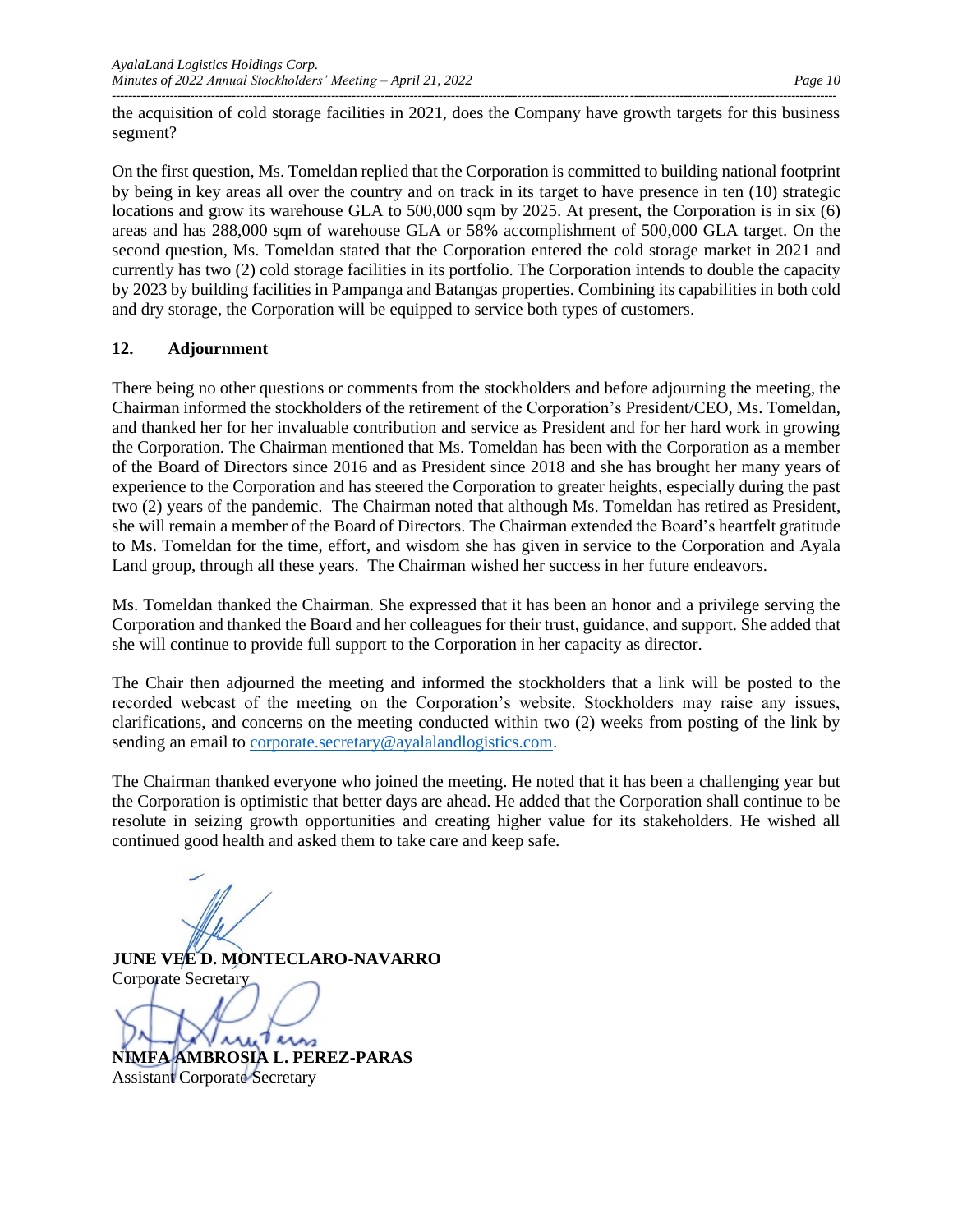the acquisition of cold storage facilities in 2021, does the Company have growth targets for this business segment?

On the first question, Ms. Tomeldan replied that the Corporation is committed to building national footprint by being in key areas all over the country and on track in its target to have presence in ten (10) strategic locations and grow its warehouse GLA to 500,000 sqm by 2025. At present, the Corporation is in six (6) areas and has 288,000 sqm of warehouse GLA or 58% accomplishment of 500,000 GLA target. On the second question, Ms. Tomeldan stated that the Corporation entered the cold storage market in 2021 and currently has two (2) cold storage facilities in its portfolio. The Corporation intends to double the capacity by 2023 by building facilities in Pampanga and Batangas properties. Combining its capabilities in both cold and dry storage, the Corporation will be equipped to service both types of customers.

**12. Adjournment**

There being no other questions or comments from the stockholders and before adjourning the meeting, the Chairman informed the stockholders of the retirement of the Corporation's President/CEO, Ms. Tomeldan, and thanked her for her invaluable contribution and service as President and for her hard work in growing the Corporation. The Chairman mentioned that Ms. Tomeldan has been with the Corporation as a member of the Board of Directors since 2016 and as President since 2018 and she has brought her many years of experience to the Corporation and has steered the Corporation to greater heights, especially during the past two (2) years of the pandemic. The Chairman noted that although Ms. Tomeldan has retired as President, she will remain a member of the Board of Directors. The Chairman extended the Board's heartfelt gratitude to Ms. Tomeldan for the time, effort, and wisdom she has given in service to the Corporation and Ayala Land group, through all these years. The Chairman wished her success in her future endeavors.

Ms. Tomeldan thanked the Chairman. She expressed that it has been an honor and a privilege serving the Corporation and thanked the Board and her colleagues for their trust, guidance, and support. She added that she will continue to provide full support to the Corporation in her capacity as director.

The Chair then adjourned the meeting and informed the stockholders that a link will be posted to the recorded webcast of the meeting on the Corporation's website. Stockholders may raise any issues, clarifications, and concerns on the meeting conducted within two (2) weeks from posting of the link by sending an email to corporate.secretary@ayalalandlogistics.com.

The Chairman thanked everyone who joined the meeting. He noted that it has been a challenging year but the Corporation is optimistic that better days are ahead. He added that the Corporation shall continue to be resolute in seizing growth opportunities and creating higher value for its stakeholders. He wished all continued good health and asked them to take care and keep safe.

**JUNE VEE D. MONTECLARO-NAVARRO**
Corporate Secretary

**NIMFA AMBROSIA L. PEREZ-PARAS**
Assistant Corporate Secretary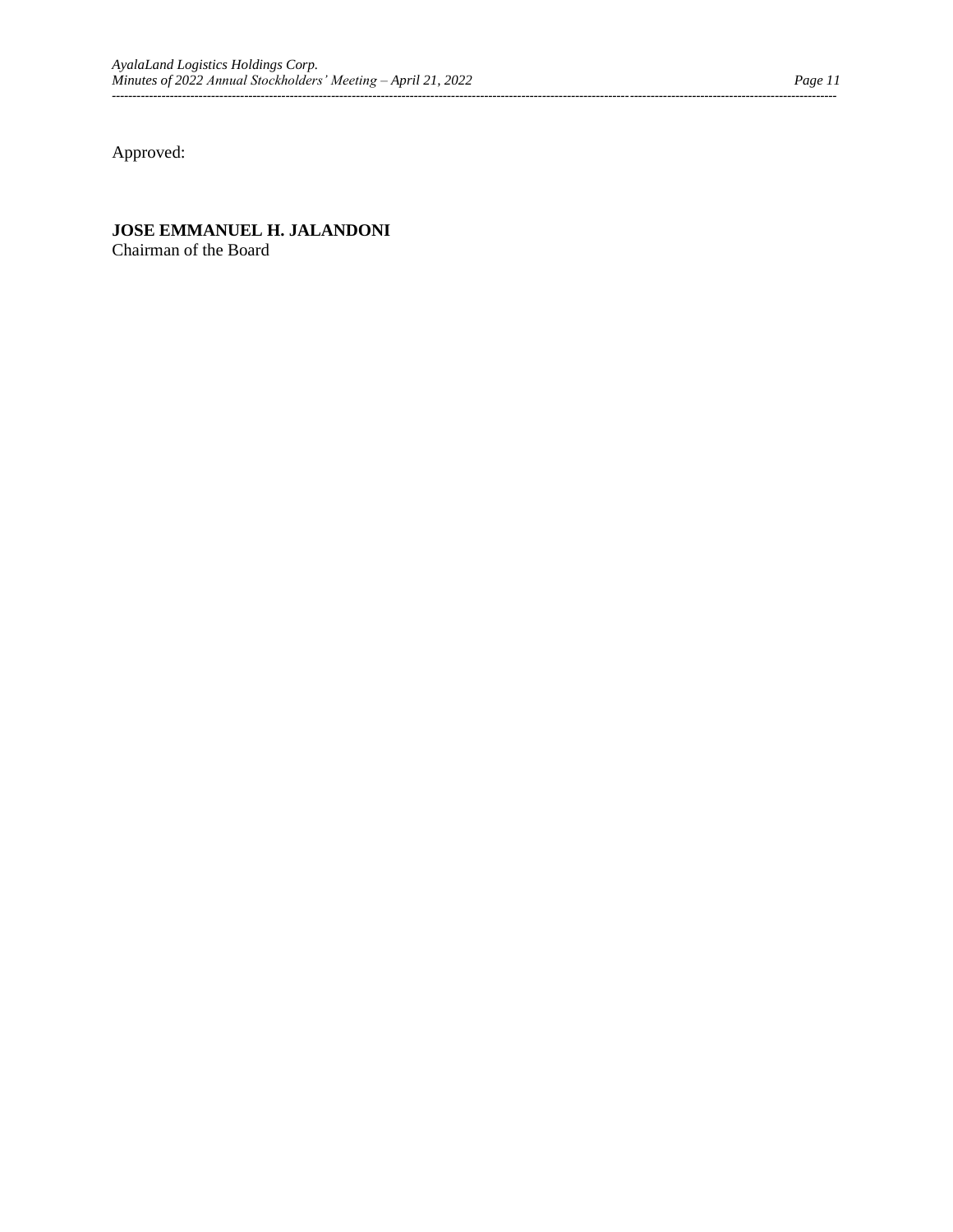Approved:

**JOSE EMMANUEL H. JALANDONI**
Chairman of the Board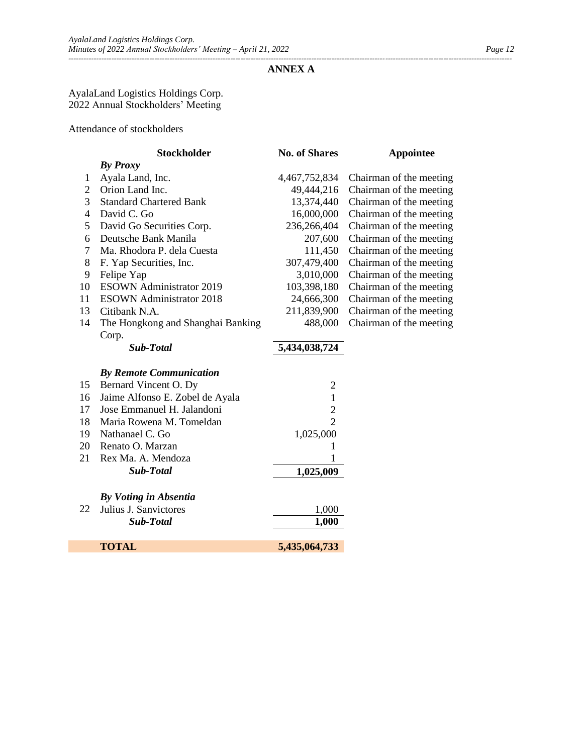## ANNEX A

AyalaLand Logistics Holdings Corp.
2022 Annual Stockholders' Meeting

Attendance of stockholders

| | Stockholder | No. of Shares | Appointee |
|---|---|---|---|
| | ***By Proxy*** | | |
| 1 | Ayala Land, Inc. | 4,467,752,834 | Chairman of the meeting |
| 2 | Orion Land Inc. | 49,444,216 | Chairman of the meeting |
| 3 | Standard Chartered Bank | 13,374,440 | Chairman of the meeting |
| 4 | David C. Go | 16,000,000 | Chairman of the meeting |
| 5 | David Go Securities Corp. | 236,266,404 | Chairman of the meeting |
| 6 | Deutsche Bank Manila | 207,600 | Chairman of the meeting |
| 7 | Ma. Rhodora P. dela Cuesta | 111,450 | Chairman of the meeting |
| 8 | F. Yap Securities, Inc. | 307,479,400 | Chairman of the meeting |
| 9 | Felipe Yap | 3,010,000 | Chairman of the meeting |
| 10 | ESOWN Administrator 2019 | 103,398,180 | Chairman of the meeting |
| 11 | ESOWN Administrator 2018 | 24,666,300 | Chairman of the meeting |
| 13 | Citibank N.A. | 211,839,900 | Chairman of the meeting |
| 14 | The Hongkong and Shanghai Banking Corp. | 488,000 | Chairman of the meeting |
| | ***Sub-Total*** | **5,434,038,724** | |
| | ***By Remote Communication*** | | |
| 15 | Bernard Vincent O. Dy | 2 | |
| 16 | Jaime Alfonso E. Zobel de Ayala | 1 | |
| 17 | Jose Emmanuel H. Jalandoni | 2 | |
| 18 | Maria Rowena M. Tomeldan | 2 | |
| 19 | Nathanael C. Go | 1,025,000 | |
| 20 | Renato O. Marzan | 1 | |
| 21 | Rex Ma. A. Mendoza | 1 | |
| | ***Sub-Total*** | **1,025,009** | |
| | ***By Voting in Absentia*** | | |
| 22 | Julius J. Sanvictores | 1,000 | |
| | ***Sub-Total*** | **1,000** | |
| | **TOTAL** | **5,435,064,733** | |